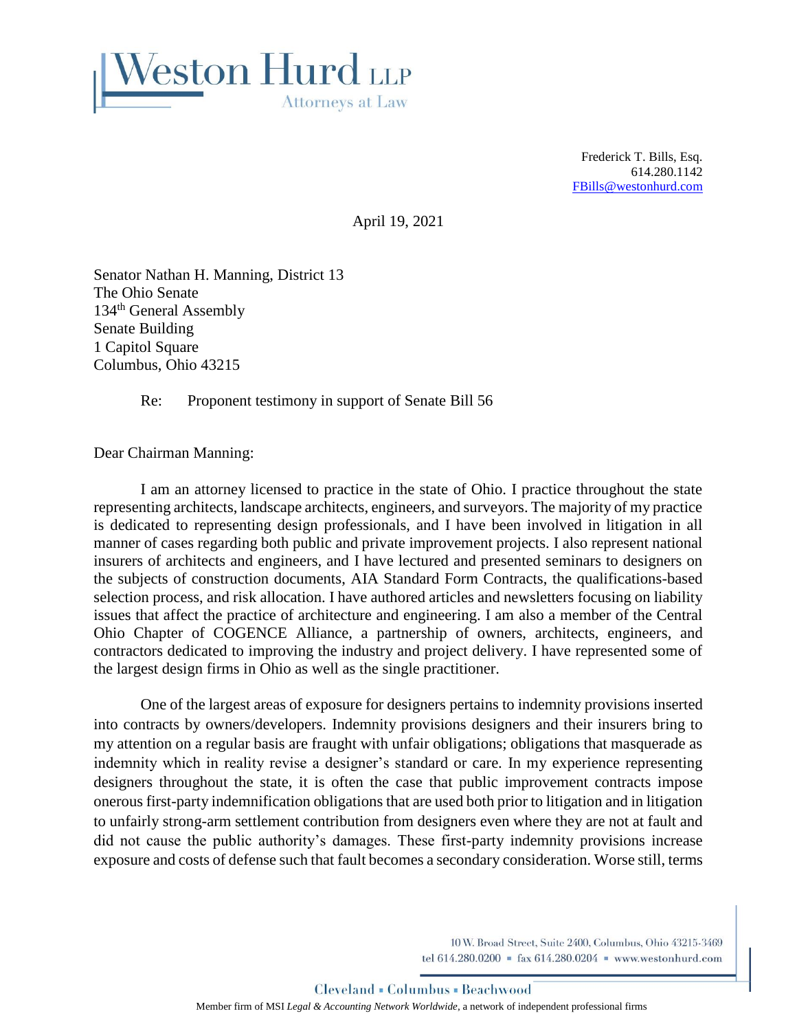Weston Hurd LLP
Attorneys at Law

Frederick T. Bills, Esq.
614.280.1142
FBills@westonhurd.com

April 19, 2021

Senator Nathan H. Manning, District 13
The Ohio Senate
134th General Assembly
Senate Building
1 Capitol Square
Columbus, Ohio 43215

Re: Proponent testimony in support of Senate Bill 56

Dear Chairman Manning:

I am an attorney licensed to practice in the state of Ohio. I practice throughout the state representing architects, landscape architects, engineers, and surveyors. The majority of my practice is dedicated to representing design professionals, and I have been involved in litigation in all manner of cases regarding both public and private improvement projects. I also represent national insurers of architects and engineers, and I have lectured and presented seminars to designers on the subjects of construction documents, AIA Standard Form Contracts, the qualifications-based selection process, and risk allocation. I have authored articles and newsletters focusing on liability issues that affect the practice of architecture and engineering. I am also a member of the Central Ohio Chapter of COGENCE Alliance, a partnership of owners, architects, engineers, and contractors dedicated to improving the industry and project delivery. I have represented some of the largest design firms in Ohio as well as the single practitioner.

One of the largest areas of exposure for designers pertains to indemnity provisions inserted into contracts by owners/developers. Indemnity provisions designers and their insurers bring to my attention on a regular basis are fraught with unfair obligations; obligations that masquerade as indemnity which in reality revise a designer's standard or care. In my experience representing designers throughout the state, it is often the case that public improvement contracts impose onerous first-party indemnification obligations that are used both prior to litigation and in litigation to unfairly strong-arm settlement contribution from designers even where they are not at fault and did not cause the public authority's damages. These first-party indemnity provisions increase exposure and costs of defense such that fault becomes a secondary consideration. Worse still, terms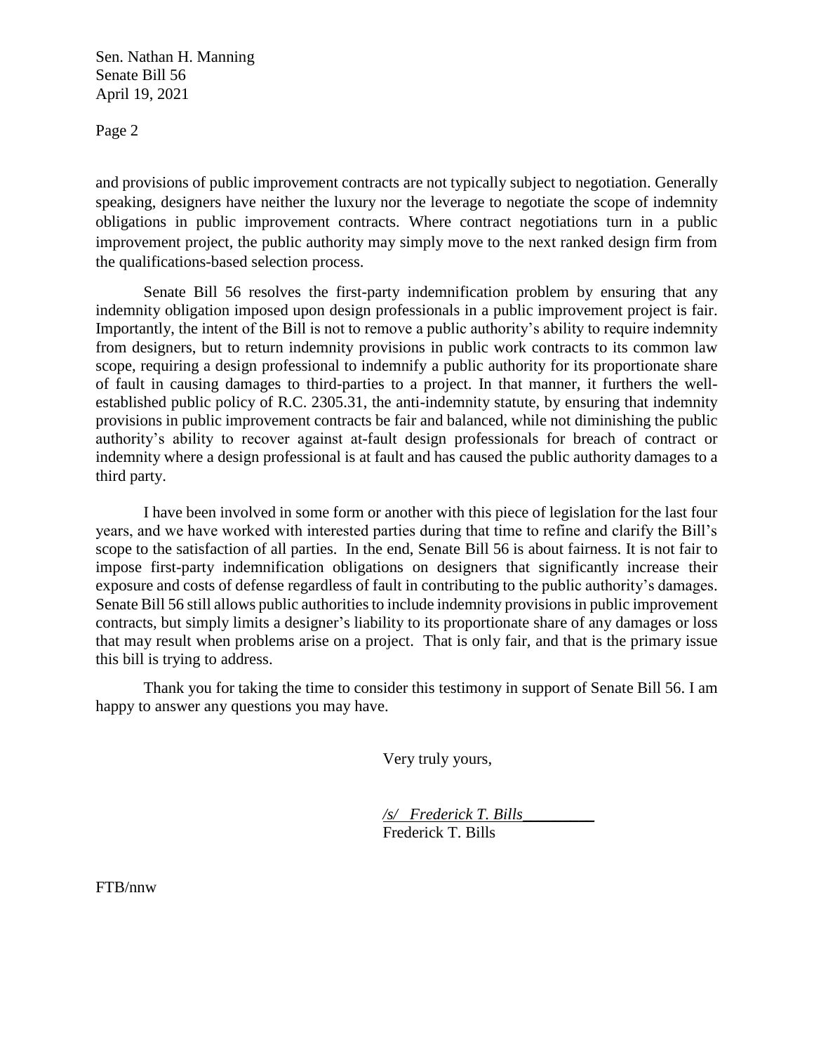and provisions of public improvement contracts are not typically subject to negotiation. Generally speaking, designers have neither the luxury nor the leverage to negotiate the scope of indemnity obligations in public improvement contracts. Where contract negotiations turn in a public improvement project, the public authority may simply move to the next ranked design firm from the qualifications-based selection process.

Senate Bill 56 resolves the first-party indemnification problem by ensuring that any indemnity obligation imposed upon design professionals in a public improvement project is fair. Importantly, the intent of the Bill is not to remove a public authority's ability to require indemnity from designers, but to return indemnity provisions in public work contracts to its common law scope, requiring a design professional to indemnify a public authority for its proportionate share of fault in causing damages to third-parties to a project. In that manner, it furthers the well-established public policy of R.C. 2305.31, the anti-indemnity statute, by ensuring that indemnity provisions in public improvement contracts be fair and balanced, while not diminishing the public authority's ability to recover against at-fault design professionals for breach of contract or indemnity where a design professional is at fault and has caused the public authority damages to a third party.

I have been involved in some form or another with this piece of legislation for the last four years, and we have worked with interested parties during that time to refine and clarify the Bill's scope to the satisfaction of all parties. In the end, Senate Bill 56 is about fairness. It is not fair to impose first-party indemnification obligations on designers that significantly increase their exposure and costs of defense regardless of fault in contributing to the public authority's damages. Senate Bill 56 still allows public authorities to include indemnity provisions in public improvement contracts, but simply limits a designer's liability to its proportionate share of any damages or loss that may result when problems arise on a project. That is only fair, and that is the primary issue this bill is trying to address.

Thank you for taking the time to consider this testimony in support of Senate Bill 56. I am happy to answer any questions you may have.

Very truly yours,

*/s/ Frederick T. Bills*

Frederick T. Bills

FTB/nnw